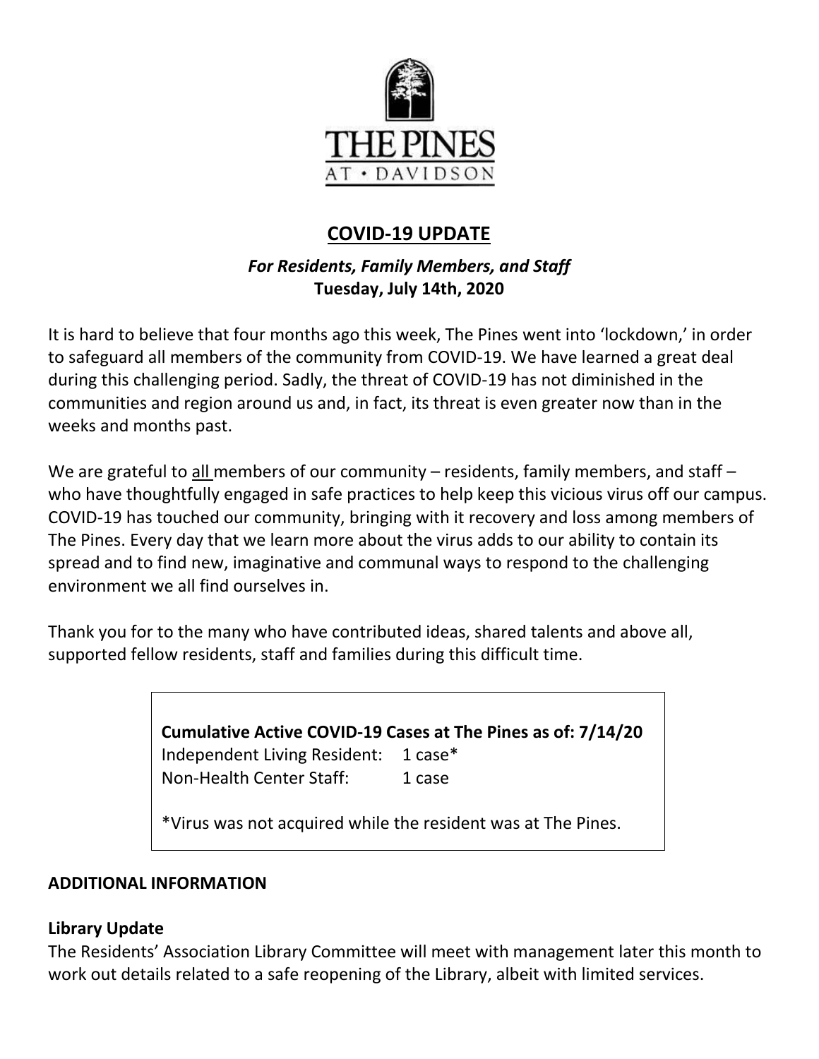# THE PINES AT • DAVIDSON

## COVID-19 UPDATE

***For Residents, Family Members, and Staff***
**Tuesday, July 14th, 2020**

It is hard to believe that four months ago this week, The Pines went into 'lockdown,' in order to safeguard all members of the community from COVID-19. We have learned a great deal during this challenging period. Sadly, the threat of COVID-19 has not diminished in the communities and region around us and, in fact, its threat is even greater now than in the weeks and months past.

We are grateful to all members of our community – residents, family members, and staff – who have thoughtfully engaged in safe practices to help keep this vicious virus off our campus. COVID-19 has touched our community, bringing with it recovery and loss among members of The Pines. Every day that we learn more about the virus adds to our ability to contain its spread and to find new, imaginative and communal ways to respond to the challenging environment we all find ourselves in.

Thank you for to the many who have contributed ideas, shared talents and above all, supported fellow residents, staff and families during this difficult time.

**Cumulative Active COVID-19 Cases at The Pines as of: 7/14/20**
Independent Living Resident: 1 case*
Non-Health Center Staff: 1 case

*Virus was not acquired while the resident was at The Pines.

**ADDITIONAL INFORMATION**

**Library Update**
The Residents' Association Library Committee will meet with management later this month to work out details related to a safe reopening of the Library, albeit with limited services.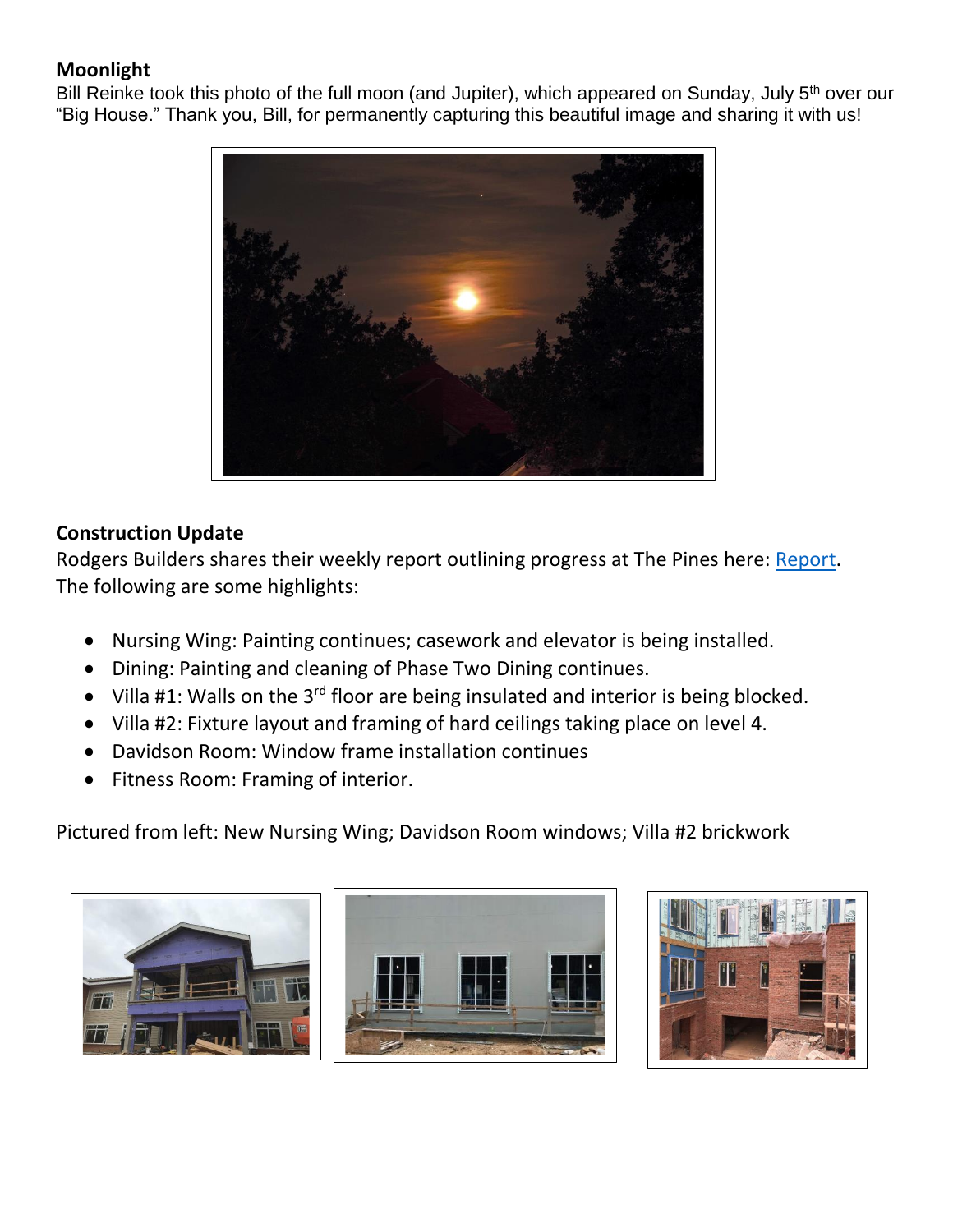**Moonlight**

Bill Reinke took this photo of the full moon (and Jupiter), which appeared on Sunday, July 5th over our "Big House." Thank you, Bill, for permanently capturing this beautiful image and sharing it with us!

**Construction Update**

Rodgers Builders shares their weekly report outlining progress at The Pines here: Report. The following are some highlights:

- Nursing Wing: Painting continues; casework and elevator is being installed.
- Dining: Painting and cleaning of Phase Two Dining continues.
- Villa #1: Walls on the 3rd floor are being insulated and interior is being blocked.
- Villa #2: Fixture layout and framing of hard ceilings taking place on level 4.
- Davidson Room: Window frame installation continues
- Fitness Room: Framing of interior.

Pictured from left: New Nursing Wing; Davidson Room windows; Villa #2 brickwork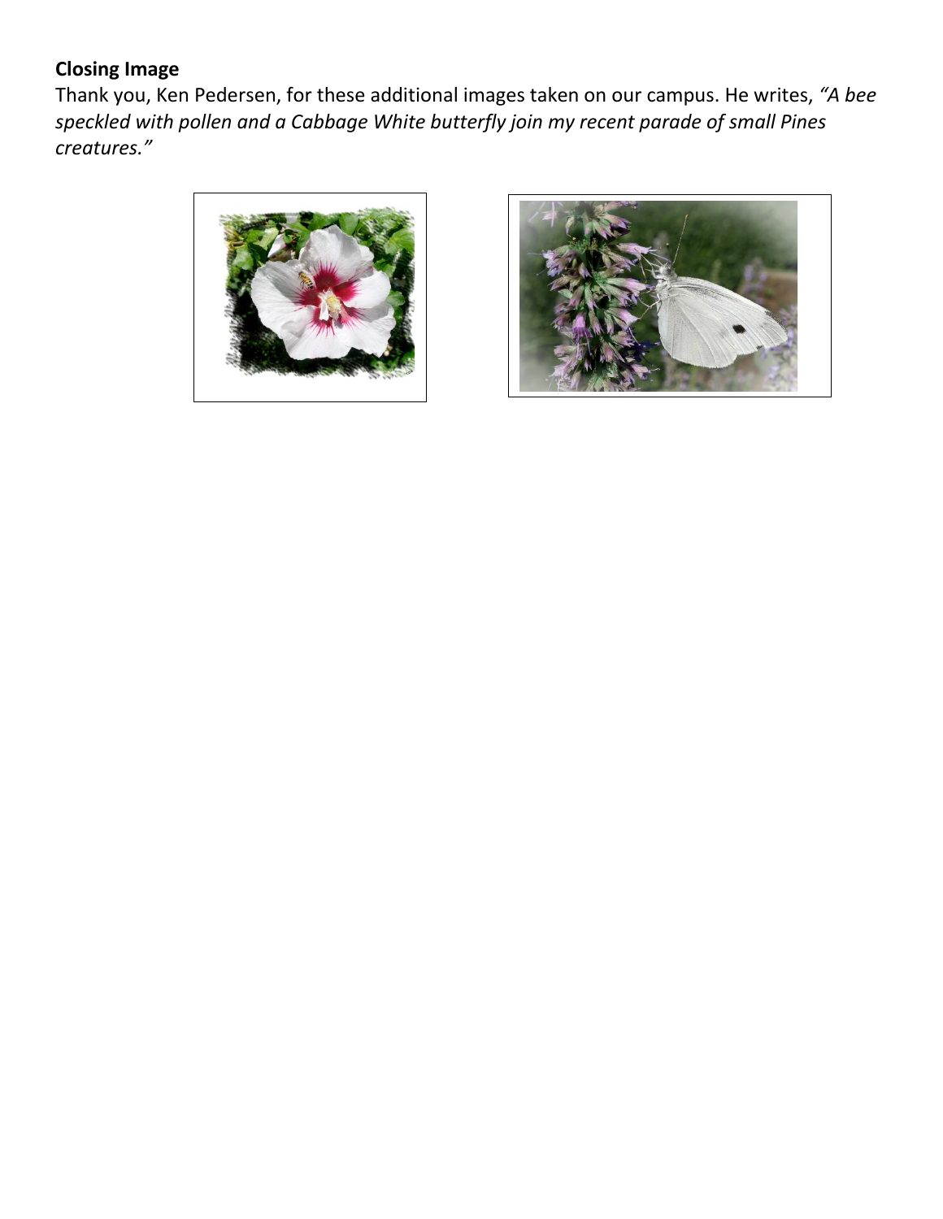**Closing Image**

Thank you, Ken Pedersen, for these additional images taken on our campus. He writes, *"A bee speckled with pollen and a Cabbage White butterfly join my recent parade of small Pines creatures."*